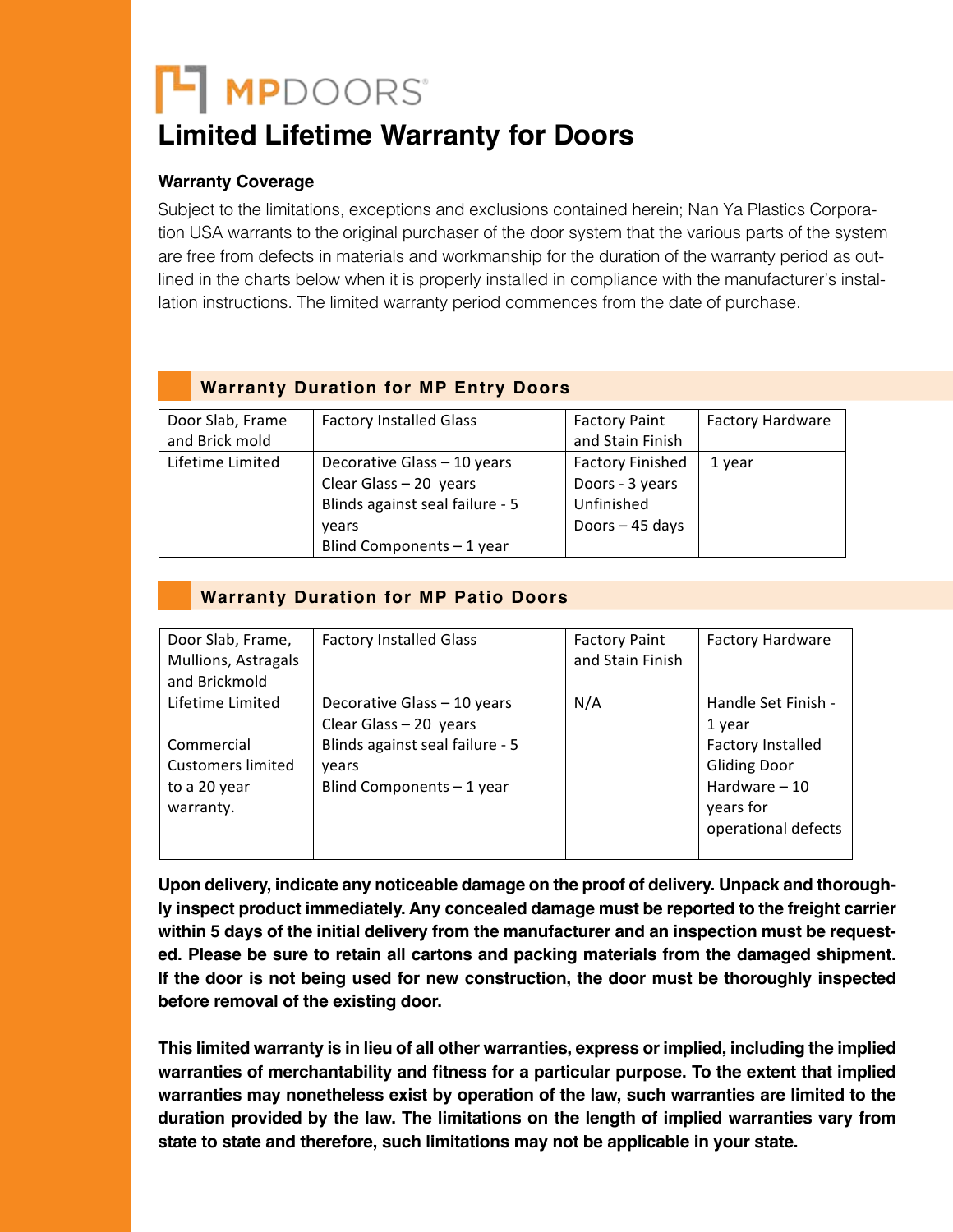# MPDOORS®

# Limited Lifetime Warranty for Doors

### Warranty Coverage

Subject to the limitations, exceptions and exclusions contained herein; Nan Ya Plastics Corporation USA warrants to the original purchaser of the door system that the various parts of the system are free from defects in materials and workmanship for the duration of the warranty period as outlined in the charts below when it is properly installed in compliance with the manufacturer's installation instructions. The limited warranty period commences from the date of purchase.

### Warranty Duration for MP Entry Doors

| Door Slab, Frame and Brick mold | Factory Installed Glass | Factory Paint and Stain Finish | Factory Hardware |
|---|---|---|---|
| Lifetime Limited | Decorative Glass – 10 years<br>Clear Glass – 20 years<br>Blinds against seal failure - 5 years<br>Blind Components – 1 year | Factory Finished Doors - 3 years<br>Unfinished Doors – 45 days | 1 year |

### Warranty Duration for MP Patio Doors

| Door Slab, Frame, Mullions, Astragals and Brickmold | Factory Installed Glass | Factory Paint and Stain Finish | Factory Hardware |
|---|---|---|---|
| Lifetime Limited<br><br>Commercial Customers limited to a 20 year warranty. | Decorative Glass – 10 years<br>Clear Glass – 20 years<br>Blinds against seal failure - 5 years<br>Blind Components – 1 year | N/A | Handle Set Finish - 1 year<br>Factory Installed Gliding Door Hardware – 10 years for operational defects |

**Upon delivery, indicate any noticeable damage on the proof of delivery. Unpack and thoroughly inspect product immediately. Any concealed damage must be reported to the freight carrier within 5 days of the initial delivery from the manufacturer and an inspection must be requested. Please be sure to retain all cartons and packing materials from the damaged shipment. If the door is not being used for new construction, the door must be thoroughly inspected before removal of the existing door.**

**This limited warranty is in lieu of all other warranties, express or implied, including the implied warranties of merchantability and fitness for a particular purpose. To the extent that implied warranties may nonetheless exist by operation of the law, such warranties are limited to the duration provided by the law. The limitations on the length of implied warranties vary from state to state and therefore, such limitations may not be applicable in your state.**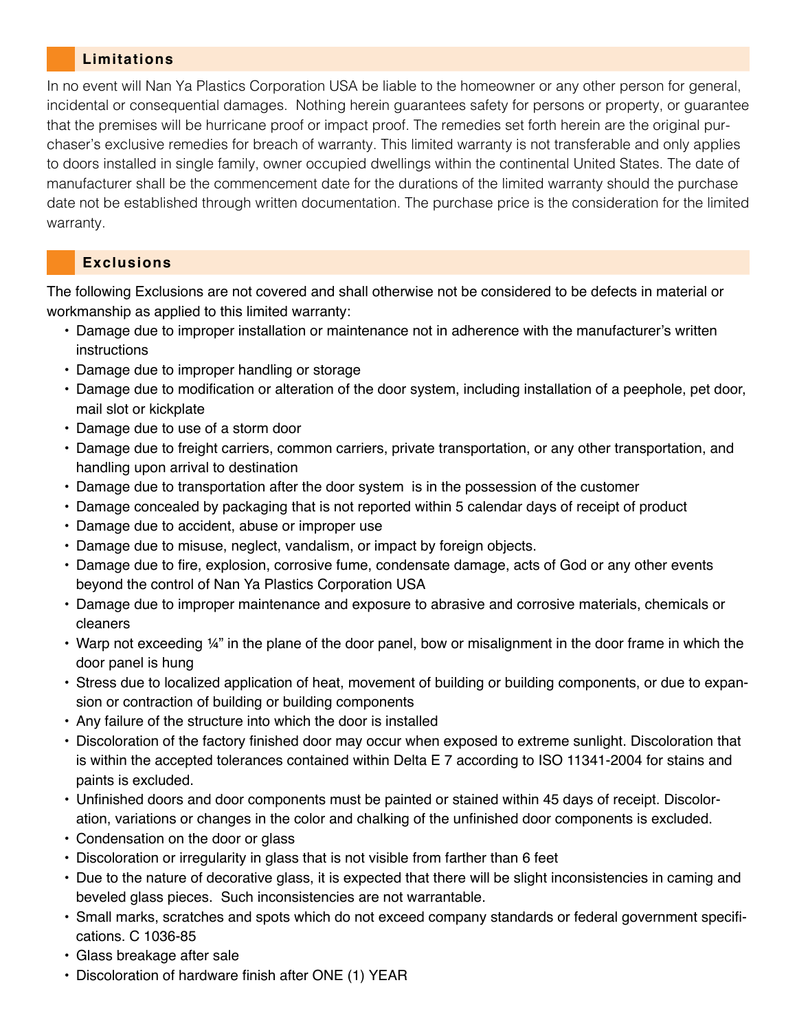## Limitations

In no event will Nan Ya Plastics Corporation USA be liable to the homeowner or any other person for general, incidental or consequential damages. Nothing herein guarantees safety for persons or property, or guarantee that the premises will be hurricane proof or impact proof. The remedies set forth herein are the original purchaser's exclusive remedies for breach of warranty. This limited warranty is not transferable and only applies to doors installed in single family, owner occupied dwellings within the continental United States. The date of manufacturer shall be the commencement date for the durations of the limited warranty should the purchase date not be established through written documentation. The purchase price is the consideration for the limited warranty.

## Exclusions

The following Exclusions are not covered and shall otherwise not be considered to be defects in material or workmanship as applied to this limited warranty:

- Damage due to improper installation or maintenance not in adherence with the manufacturer's written instructions
- Damage due to improper handling or storage
- Damage due to modification or alteration of the door system, including installation of a peephole, pet door, mail slot or kickplate
- Damage due to use of a storm door
- Damage due to freight carriers, common carriers, private transportation, or any other transportation, and handling upon arrival to destination
- Damage due to transportation after the door system is in the possession of the customer
- Damage concealed by packaging that is not reported within 5 calendar days of receipt of product
- Damage due to accident, abuse or improper use
- Damage due to misuse, neglect, vandalism, or impact by foreign objects.
- Damage due to fire, explosion, corrosive fume, condensate damage, acts of God or any other events beyond the control of Nan Ya Plastics Corporation USA
- Damage due to improper maintenance and exposure to abrasive and corrosive materials, chemicals or cleaners
- Warp not exceeding ¼" in the plane of the door panel, bow or misalignment in the door frame in which the door panel is hung
- Stress due to localized application of heat, movement of building or building components, or due to expansion or contraction of building or building components
- Any failure of the structure into which the door is installed
- Discoloration of the factory finished door may occur when exposed to extreme sunlight. Discoloration that is within the accepted tolerances contained within Delta E 7 according to ISO 11341-2004 for stains and paints is excluded.
- Unfinished doors and door components must be painted or stained within 45 days of receipt. Discoloration, variations or changes in the color and chalking of the unfinished door components is excluded.
- Condensation on the door or glass
- Discoloration or irregularity in glass that is not visible from farther than 6 feet
- Due to the nature of decorative glass, it is expected that there will be slight inconsistencies in caming and beveled glass pieces. Such inconsistencies are not warrantable.
- Small marks, scratches and spots which do not exceed company standards or federal government specifications. C 1036-85
- Glass breakage after sale
- Discoloration of hardware finish after ONE (1) YEAR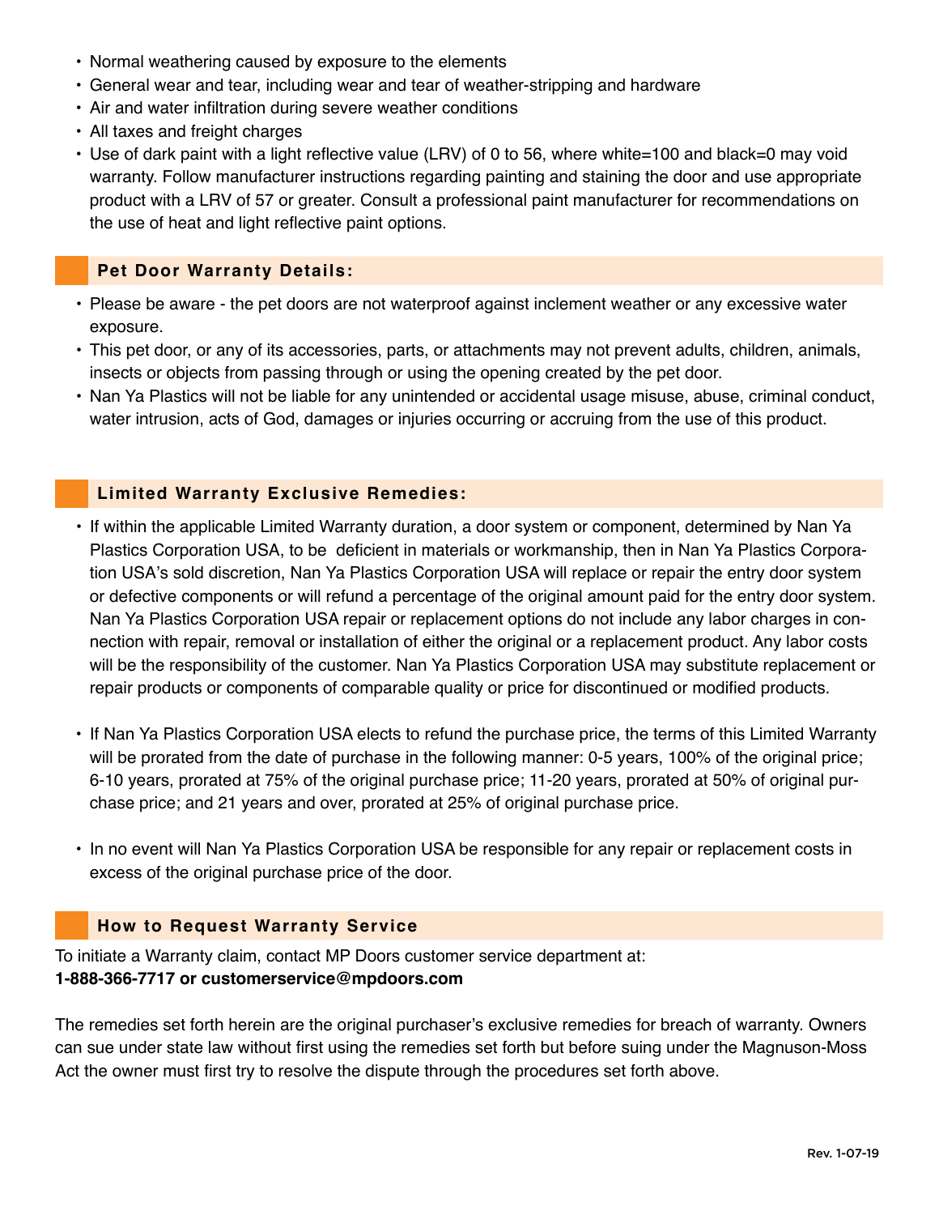- Normal weathering caused by exposure to the elements
- General wear and tear, including wear and tear of weather-stripping and hardware
- Air and water infiltration during severe weather conditions
- All taxes and freight charges
- Use of dark paint with a light reflective value (LRV) of 0 to 56, where white=100 and black=0 may void warranty. Follow manufacturer instructions regarding painting and staining the door and use appropriate product with a LRV of 57 or greater. Consult a professional paint manufacturer for recommendations on the use of heat and light reflective paint options.

## Pet Door Warranty Details:

- Please be aware - the pet doors are not waterproof against inclement weather or any excessive water exposure.
- This pet door, or any of its accessories, parts, or attachments may not prevent adults, children, animals, insects or objects from passing through or using the opening created by the pet door.
- Nan Ya Plastics will not be liable for any unintended or accidental usage misuse, abuse, criminal conduct, water intrusion, acts of God, damages or injuries occurring or accruing from the use of this product.

## Limited Warranty Exclusive Remedies:

- If within the applicable Limited Warranty duration, a door system or component, determined by Nan Ya Plastics Corporation USA, to be deficient in materials or workmanship, then in Nan Ya Plastics Corporation USA's sold discretion, Nan Ya Plastics Corporation USA will replace or repair the entry door system or defective components or will refund a percentage of the original amount paid for the entry door system. Nan Ya Plastics Corporation USA repair or replacement options do not include any labor charges in connection with repair, removal or installation of either the original or a replacement product. Any labor costs will be the responsibility of the customer. Nan Ya Plastics Corporation USA may substitute replacement or repair products or components of comparable quality or price for discontinued or modified products.

- If Nan Ya Plastics Corporation USA elects to refund the purchase price, the terms of this Limited Warranty will be prorated from the date of purchase in the following manner: 0-5 years, 100% of the original price; 6-10 years, prorated at 75% of the original purchase price; 11-20 years, prorated at 50% of original purchase price; and 21 years and over, prorated at 25% of original purchase price.

- In no event will Nan Ya Plastics Corporation USA be responsible for any repair or replacement costs in excess of the original purchase price of the door.

## How to Request Warranty Service

To initiate a Warranty claim, contact MP Doors customer service department at:
**1-888-366-7717 or customerservice@mpdoors.com**

The remedies set forth herein are the original purchaser's exclusive remedies for breach of warranty. Owners can sue under state law without first using the remedies set forth but before suing under the Magnuson-Moss Act the owner must first try to resolve the dispute through the procedures set forth above.

Rev. 1-07-19